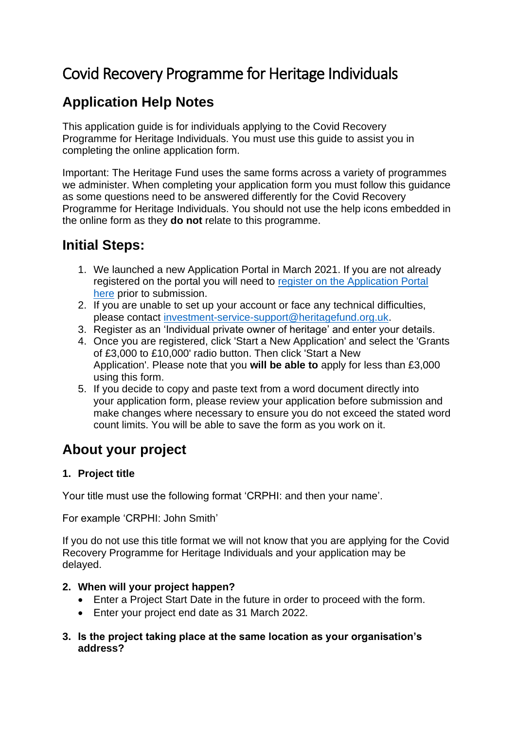# Covid Recovery Programme for Heritage Individuals

## Application Help Notes

This application guide is for individuals applying to the Covid Recovery Programme for Heritage Individuals. You must use this guide to assist you in completing the online application form.

Important: The Heritage Fund uses the same forms across a variety of programmes we administer. When completing your application form you must follow this guidance as some questions need to be answered differently for the Covid Recovery Programme for Heritage Individuals. You should not use the help icons embedded in the online form as they **do not** relate to this programme.

## Initial Steps:

1. We launched a new Application Portal in March 2021. If you are not already registered on the portal you will need to register on the Application Portal here prior to submission.
2. If you are unable to set up your account or face any technical difficulties, please contact investment-service-support@heritagefund.org.uk.
3. Register as an 'Individual private owner of heritage' and enter your details.
4. Once you are registered, click 'Start a New Application' and select the 'Grants of £3,000 to £10,000' radio button. Then click 'Start a New Application'. Please note that you **will be able to** apply for less than £3,000 using this form.
5. If you decide to copy and paste text from a word document directly into your application form, please review your application before submission and make changes where necessary to ensure you do not exceed the stated word count limits. You will be able to save the form as you work on it.

## About your project

### 1. Project title

Your title must use the following format 'CRPHI: and then your name'.

For example 'CRPHI: John Smith'

If you do not use this title format we will not know that you are applying for the Covid Recovery Programme for Heritage Individuals and your application may be delayed.

### 2. When will your project happen?

- Enter a Project Start Date in the future in order to proceed with the form.
- Enter your project end date as 31 March 2022.

### 3. Is the project taking place at the same location as your organisation's address?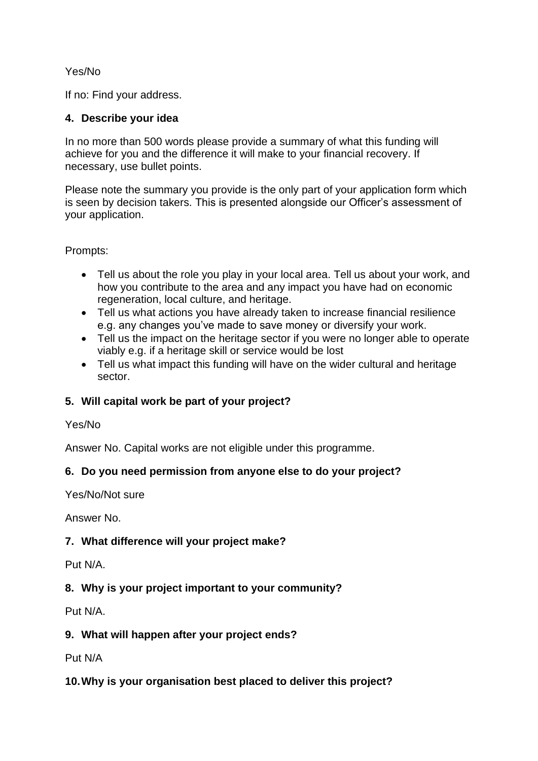Yes/No

If no: Find your address.

**4. Describe your idea**

In no more than 500 words please provide a summary of what this funding will achieve for you and the difference it will make to your financial recovery. If necessary, use bullet points.

Please note the summary you provide is the only part of your application form which is seen by decision takers. This is presented alongside our Officer's assessment of your application.

Prompts:

- Tell us about the role you play in your local area. Tell us about your work, and how you contribute to the area and any impact you have had on economic regeneration, local culture, and heritage.
- Tell us what actions you have already taken to increase financial resilience e.g. any changes you've made to save money or diversify your work.
- Tell us the impact on the heritage sector if you were no longer able to operate viably e.g. if a heritage skill or service would be lost
- Tell us what impact this funding will have on the wider cultural and heritage sector.

**5. Will capital work be part of your project?**

Yes/No

Answer No. Capital works are not eligible under this programme.

**6. Do you need permission from anyone else to do your project?**

Yes/No/Not sure

Answer No.

**7. What difference will your project make?**

Put N/A.

**8. Why is your project important to your community?**

Put N/A.

**9. What will happen after your project ends?**

Put N/A

**10. Why is your organisation best placed to deliver this project?**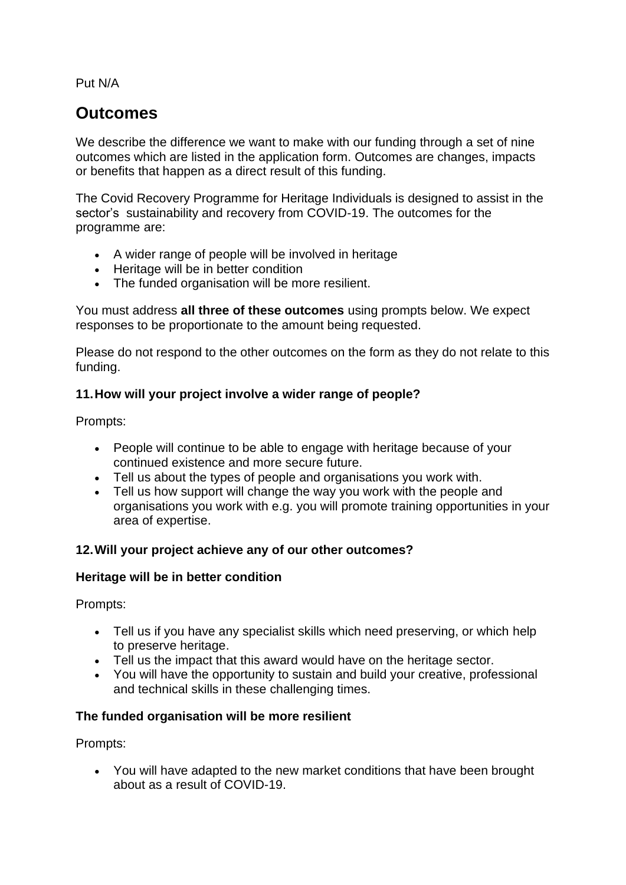Put N/A

## Outcomes

We describe the difference we want to make with our funding through a set of nine outcomes which are listed in the application form. Outcomes are changes, impacts or benefits that happen as a direct result of this funding.

The Covid Recovery Programme for Heritage Individuals is designed to assist in the sector's sustainability and recovery from COVID-19. The outcomes for the programme are:

- A wider range of people will be involved in heritage
- Heritage will be in better condition
- The funded organisation will be more resilient.

You must address **all three of these outcomes** using prompts below. We expect responses to be proportionate to the amount being requested.

Please do not respond to the other outcomes on the form as they do not relate to this funding.

### 11. How will your project involve a wider range of people?

Prompts:

- People will continue to be able to engage with heritage because of your continued existence and more secure future.
- Tell us about the types of people and organisations you work with.
- Tell us how support will change the way you work with the people and organisations you work with e.g. you will promote training opportunities in your area of expertise.

### 12. Will your project achieve any of our other outcomes?

**Heritage will be in better condition**

Prompts:

- Tell us if you have any specialist skills which need preserving, or which help to preserve heritage.
- Tell us the impact that this award would have on the heritage sector.
- You will have the opportunity to sustain and build your creative, professional and technical skills in these challenging times.

**The funded organisation will be more resilient**

Prompts:

- You will have adapted to the new market conditions that have been brought about as a result of COVID-19.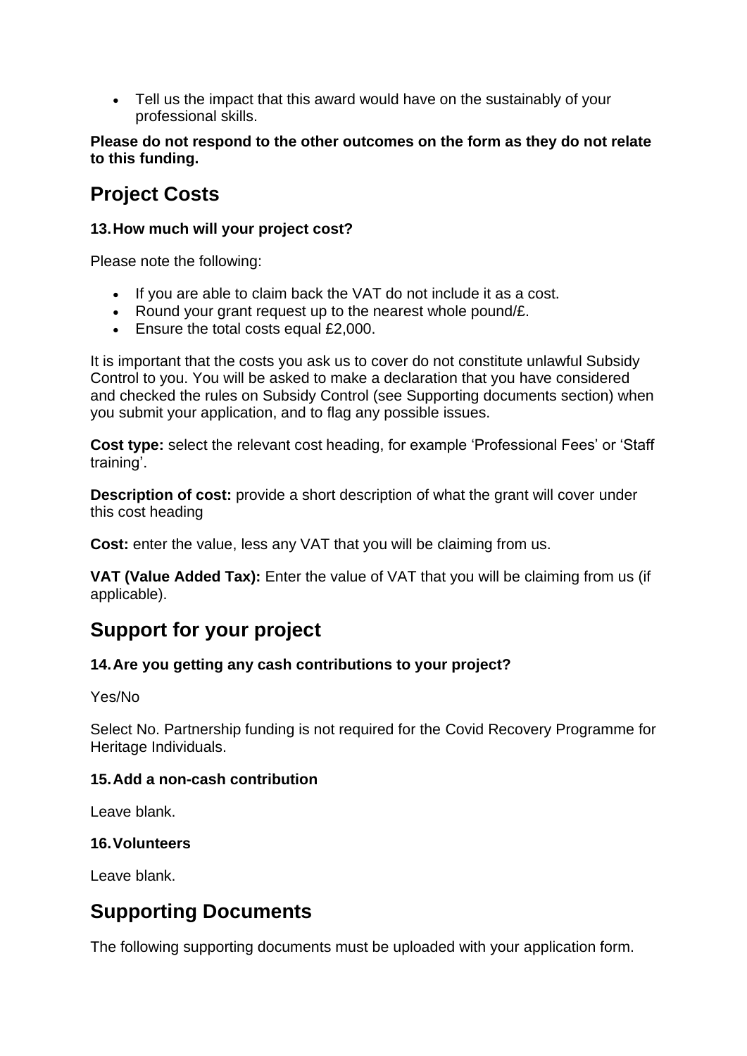- Tell us the impact that this award would have on the sustainably of your professional skills.

**Please do not respond to the other outcomes on the form as they do not relate to this funding.**

## Project Costs

### 13. How much will your project cost?

Please note the following:

- If you are able to claim back the VAT do not include it as a cost.
- Round your grant request up to the nearest whole pound/£.
- Ensure the total costs equal £2,000.

It is important that the costs you ask us to cover do not constitute unlawful Subsidy Control to you. You will be asked to make a declaration that you have considered and checked the rules on Subsidy Control (see Supporting documents section) when you submit your application, and to flag any possible issues.

**Cost type:** select the relevant cost heading, for example 'Professional Fees' or 'Staff training'.

**Description of cost:** provide a short description of what the grant will cover under this cost heading

**Cost:** enter the value, less any VAT that you will be claiming from us.

**VAT (Value Added Tax):** Enter the value of VAT that you will be claiming from us (if applicable).

## Support for your project

### 14. Are you getting any cash contributions to your project?

Yes/No

Select No. Partnership funding is not required for the Covid Recovery Programme for Heritage Individuals.

### 15. Add a non-cash contribution

Leave blank.

### 16. Volunteers

Leave blank.

## Supporting Documents

The following supporting documents must be uploaded with your application form.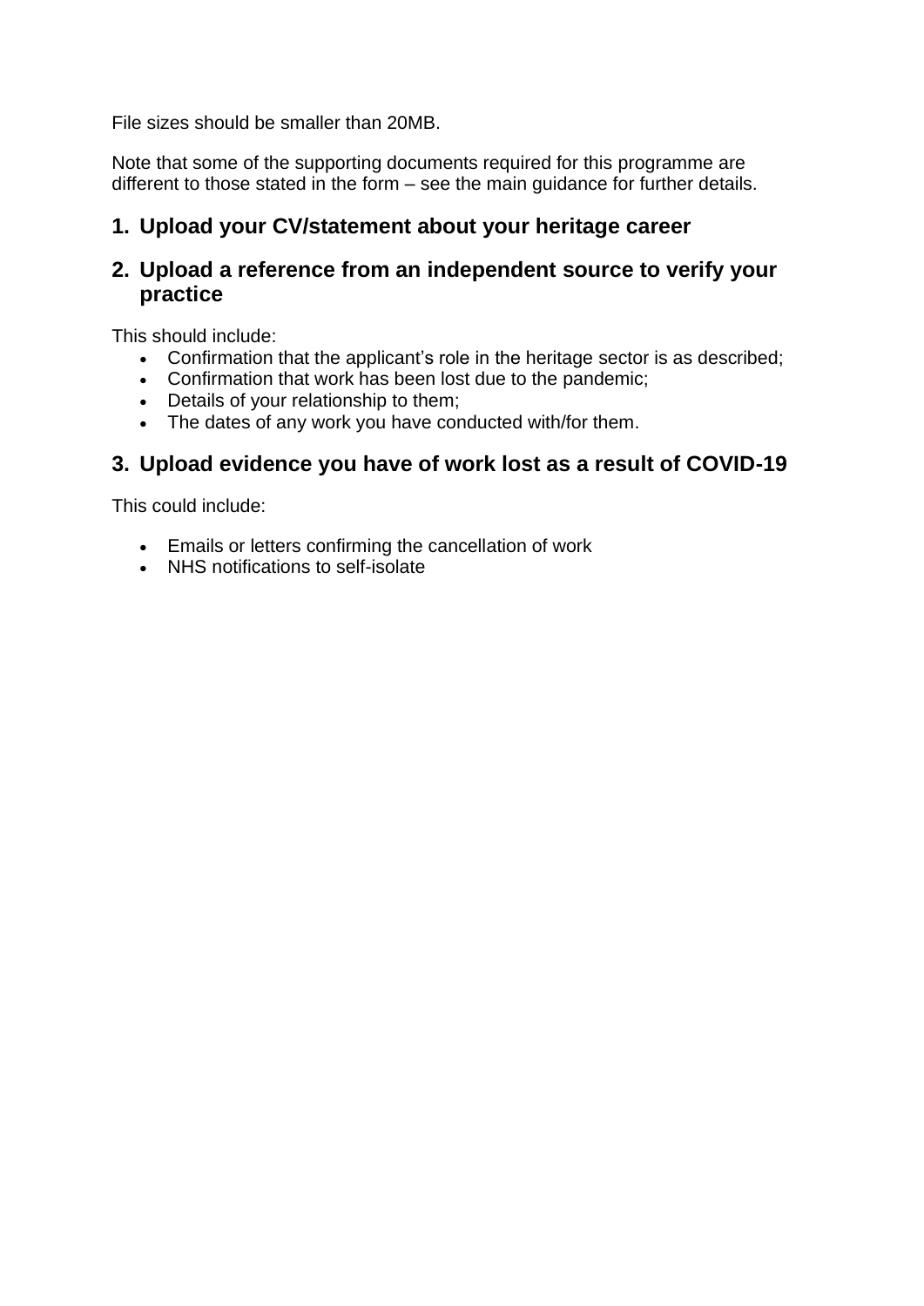File sizes should be smaller than 20MB.

Note that some of the supporting documents required for this programme are different to those stated in the form – see the main guidance for further details.

## 1. Upload your CV/statement about your heritage career

## 2. Upload a reference from an independent source to verify your practice

This should include:

- Confirmation that the applicant's role in the heritage sector is as described;
- Confirmation that work has been lost due to the pandemic;
- Details of your relationship to them;
- The dates of any work you have conducted with/for them.

## 3. Upload evidence you have of work lost as a result of COVID-19

This could include:

- Emails or letters confirming the cancellation of work
- NHS notifications to self-isolate